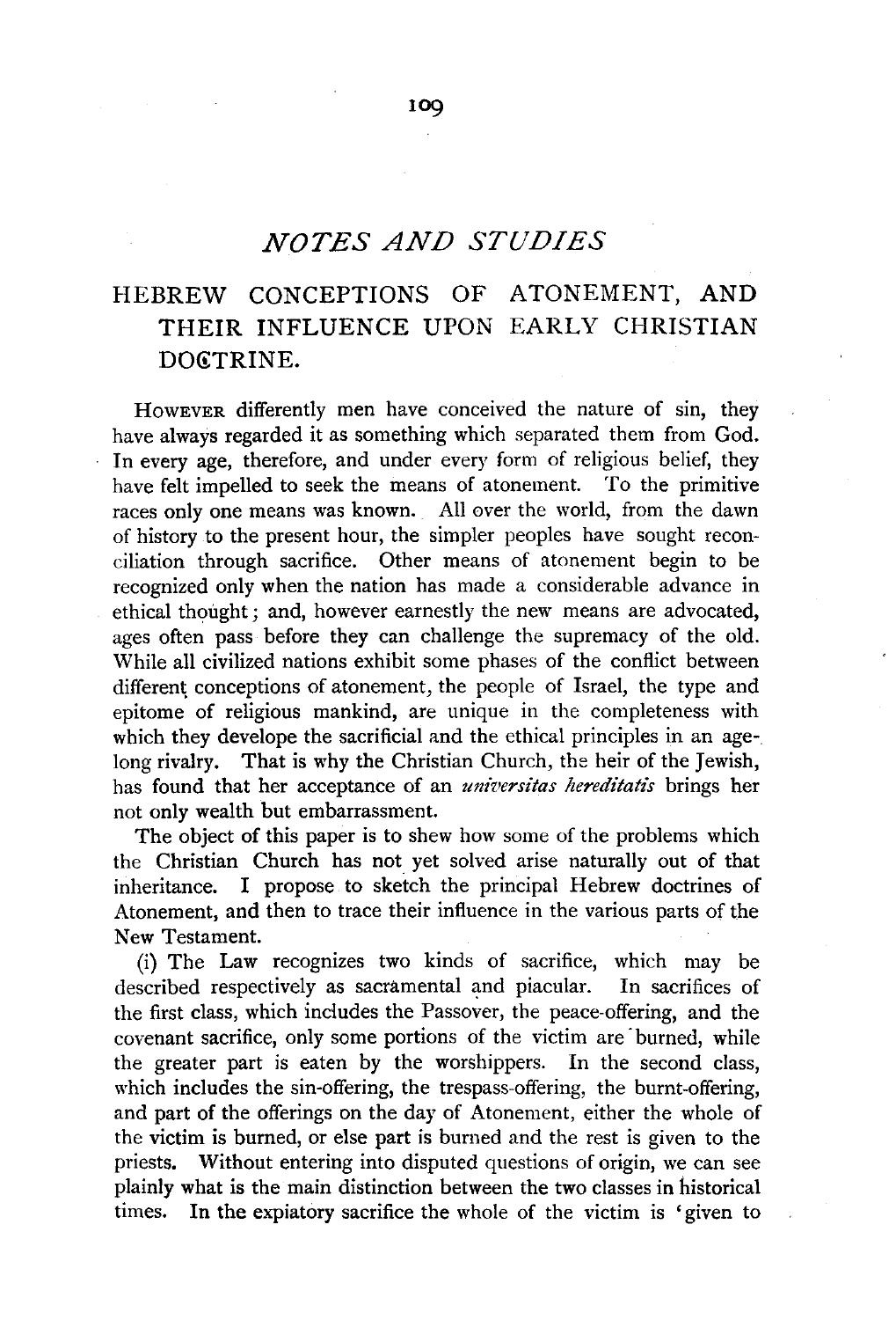# NOTES AND STUDIES

## HEBREW CONCEPTIONS OF ATONEMENT, AND THEIR INFLUENCE UPON EARLY CHRISTIAN DOCTRINE.

However differently men have conceived the nature of sin, they have always regarded it as something which separated them from God. In every age, therefore, and under every form of religious belief, they have felt impelled to seek the means of atonement. To the primitive races only one means was known. All over the world, from the dawn of history to the present hour, the simpler peoples have sought reconciliation through sacrifice. Other means of atonement begin to be recognized only when the nation has made a considerable advance in ethical thought; and, however earnestly the new means are advocated, ages often pass before they can challenge the supremacy of the old. While all civilized nations exhibit some phases of the conflict between different conceptions of atonement, the people of Israel, the type and epitome of religious mankind, are unique in the completeness with which they develope the sacrificial and the ethical principles in an age-long rivalry. That is why the Christian Church, the heir of the Jewish, has found that her acceptance of an *universitas hereditatis* brings her not only wealth but embarrassment.

The object of this paper is to shew how some of the problems which the Christian Church has not yet solved arise naturally out of that inheritance. I propose to sketch the principal Hebrew doctrines of Atonement, and then to trace their influence in the various parts of the New Testament.

(i) The Law recognizes two kinds of sacrifice, which may be described respectively as sacramental and piacular. In sacrifices of the first class, which includes the Passover, the peace-offering, and the covenant sacrifice, only some portions of the victim are burned, while the greater part is eaten by the worshippers. In the second class, which includes the sin-offering, the trespass-offering, the burnt-offering, and part of the offerings on the day of Atonement, either the whole of the victim is burned, or else part is burned and the rest is given to the priests. Without entering into disputed questions of origin, we can see plainly what is the main distinction between the two classes in historical times. In the expiatory sacrifice the whole of the victim is 'given to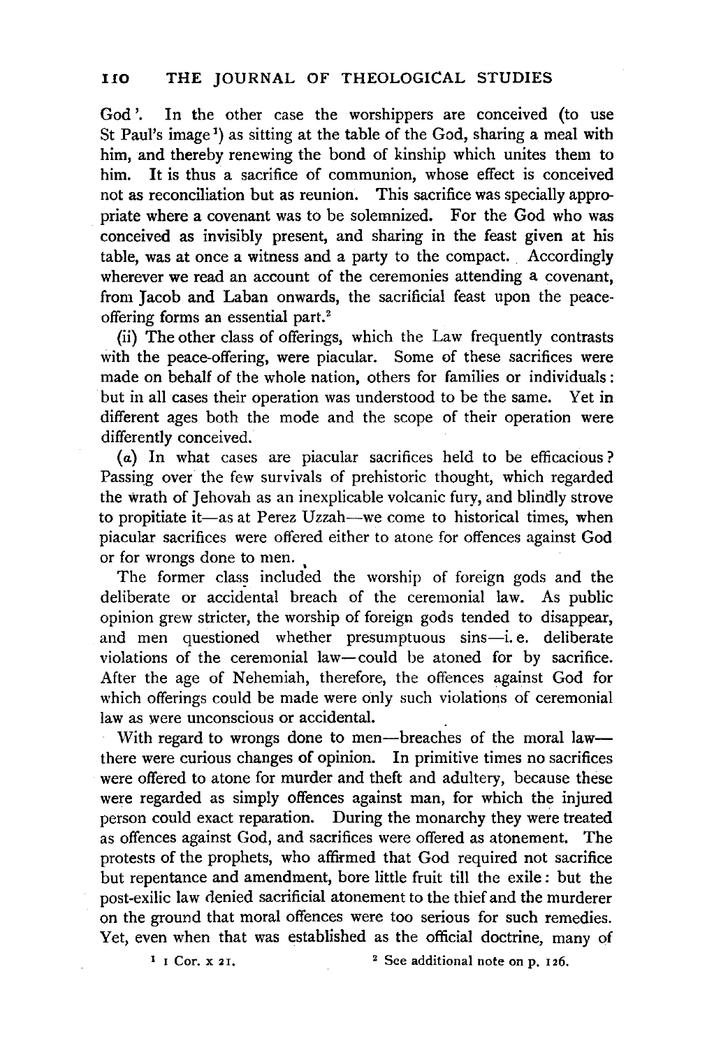God'. In the other case the worshippers are conceived (to use St Paul's image [1]) as sitting at the table of the God, sharing a meal with him, and thereby renewing the bond of kinship which unites them to him. It is thus a sacrifice of communion, whose effect is conceived not as reconciliation but as reunion. This sacrifice was specially appropriate where a covenant was to be solemnized. For the God who was conceived as invisibly present, and sharing in the feast given at his table, was at once a witness and a party to the compact. Accordingly wherever we read an account of the ceremonies attending a covenant, from Jacob and Laban onwards, the sacrificial feast upon the peace-offering forms an essential part.[2]

(ii) The other class of offerings, which the Law frequently contrasts with the peace-offering, were piacular. Some of these sacrifices were made on behalf of the whole nation, others for families or individuals: but in all cases their operation was understood to be the same. Yet in different ages both the mode and the scope of their operation were differently conceived.

(*a*) In what cases are piacular sacrifices held to be efficacious? Passing over the few survivals of prehistoric thought, which regarded the wrath of Jehovah as an inexplicable volcanic fury, and blindly strove to propitiate it—as at Perez Uzzah—we come to historical times, when piacular sacrifices were offered either to atone for offences against God or for wrongs done to men.

The former class included the worship of foreign gods and the deliberate or accidental breach of the ceremonial law. As public opinion grew stricter, the worship of foreign gods tended to disappear, and men questioned whether presumptuous sins—i. e. deliberate violations of the ceremonial law—could be atoned for by sacrifice. After the age of Nehemiah, therefore, the offences against God for which offerings could be made were only such violations of ceremonial law as were unconscious or accidental.

With regard to wrongs done to men—breaches of the moral law—there were curious changes of opinion. In primitive times no sacrifices were offered to atone for murder and theft and adultery, because these were regarded as simply offences against man, for which the injured person could exact reparation. During the monarchy they were treated as offences against God, and sacrifices were offered as atonement. The protests of the prophets, who affirmed that God required not sacrifice but repentance and amendment, bore little fruit till the exile: but the post-exilic law denied sacrificial atonement to the thief and the murderer on the ground that moral offences were too serious for such remedies. Yet, even when that was established as the official doctrine, many of

[1] 1 Cor. x 21.

[2] See additional note on p. 126.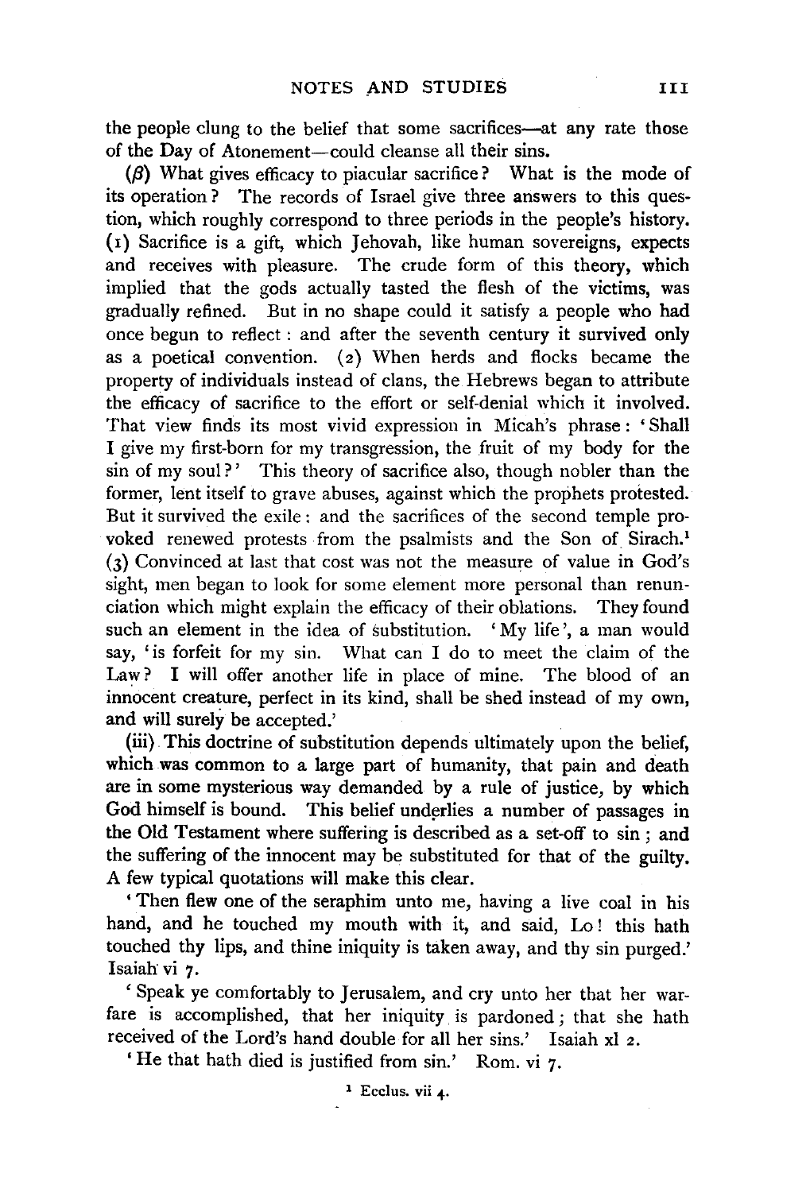the people clung to the belief that some sacrifices—at any rate those of the Day of Atonement—could cleanse all their sins.

($\beta$) What gives efficacy to piacular sacrifice? What is the mode of its operation? The records of Israel give three answers to this question, which roughly correspond to three periods in the people's history. (1) Sacrifice is a gift, which Jehovah, like human sovereigns, expects and receives with pleasure. The crude form of this theory, which implied that the gods actually tasted the flesh of the victims, was gradually refined. But in no shape could it satisfy a people who had once begun to reflect: and after the seventh century it survived only as a poetical convention. (2) When herds and flocks became the property of individuals instead of clans, the Hebrews began to attribute the efficacy of sacrifice to the effort or self-denial which it involved. That view finds its most vivid expression in Micah's phrase: 'Shall I give my first-born for my transgression, the fruit of my body for the sin of my soul?' This theory of sacrifice also, though nobler than the former, lent itself to grave abuses, against which the prophets protested. But it survived the exile: and the sacrifices of the second temple provoked renewed protests from the psalmists and the Son of Sirach.[1] (3) Convinced at last that cost was not the measure of value in God's sight, men began to look for some element more personal than renunciation which might explain the efficacy of their oblations. They found such an element in the idea of substitution. 'My life', a man would say, 'is forfeit for my sin. What can I do to meet the claim of the Law? I will offer another life in place of mine. The blood of an innocent creature, perfect in its kind, shall be shed instead of my own, and will surely be accepted.'

(iii) This doctrine of substitution depends ultimately upon the belief, which was common to a large part of humanity, that pain and death are in some mysterious way demanded by a rule of justice, by which God himself is bound. This belief underlies a number of passages in the Old Testament where suffering is described as a set-off to sin; and the suffering of the innocent may be substituted for that of the guilty. A few typical quotations will make this clear.

'Then flew one of the seraphim unto me, having a live coal in his hand, and he touched my mouth with it, and said, Lo! this hath touched thy lips, and thine iniquity is taken away, and thy sin purged.' Isaiah vi 7.

'Speak ye comfortably to Jerusalem, and cry unto her that her warfare is accomplished, that her iniquity is pardoned; that she hath received of the Lord's hand double for all her sins.' Isaiah xl 2.

'He that hath died is justified from sin.' Rom. vi 7.

[1] Ecclus. vii 4.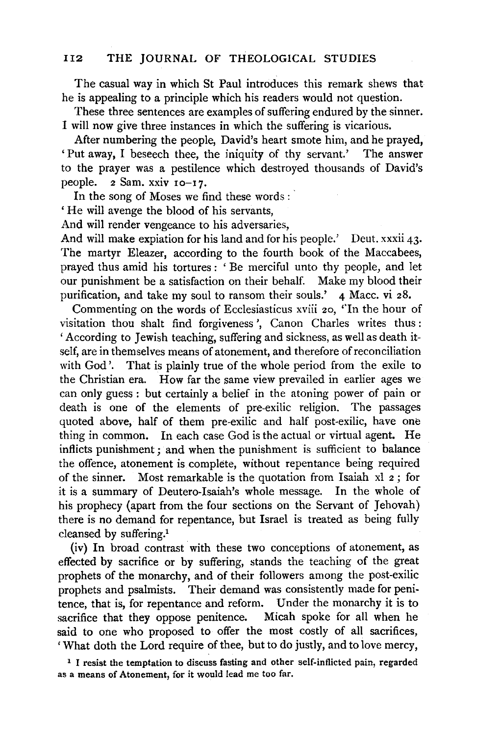The casual way in which St Paul introduces this remark shews that he is appealing to a principle which his readers would not question.

These three sentences are examples of suffering endured by the sinner. I will now give three instances in which the suffering is vicarious.

After numbering the people, David's heart smote him, and he prayed, 'Put away, I beseech thee, the iniquity of thy servant.' The answer to the prayer was a pestilence which destroyed thousands of David's people. 2 Sam. xxiv 10–17.

In the song of Moses we find these words:

'He will avenge the blood of his servants,  
And will render vengeance to his adversaries,  
And will make expiation for his land and for his people.' Deut. xxxii 43.

The martyr Eleazer, according to the fourth book of the Maccabees, prayed thus amid his tortures: 'Be merciful unto thy people, and let our punishment be a satisfaction on their behalf. Make my blood their purification, and take my soul to ransom their souls.' 4 Macc. vi 28.

Commenting on the words of Ecclesiasticus xviii 20, "In the hour of visitation thou shalt find forgiveness', Canon Charles writes thus: 'According to Jewish teaching, suffering and sickness, as well as death itself, are in themselves means of atonement, and therefore of reconciliation with God'. That is plainly true of the whole period from the exile to the Christian era. How far the same view prevailed in earlier ages we can only guess: but certainly a belief in the atoning power of pain or death is one of the elements of pre-exilic religion. The passages quoted above, half of them pre-exilic and half post-exilic, have one thing in common. In each case God is the actual or virtual agent. He inflicts punishment; and when the punishment is sufficient to balance the offence, atonement is complete, without repentance being required of the sinner. Most remarkable is the quotation from Isaiah xl 2; for it is a summary of Deutero-Isaiah's whole message. In the whole of his prophecy (apart from the four sections on the Servant of Jehovah) there is no demand for repentance, but Israel is treated as being fully cleansed by suffering.[1]

(iv) In broad contrast with these two conceptions of atonement, as effected by sacrifice or by suffering, stands the teaching of the great prophets of the monarchy, and of their followers among the post-exilic prophets and psalmists. Their demand was consistently made for penitence, that is, for repentance and reform. Under the monarchy it is to sacrifice that they oppose penitence. Micah spoke for all when he said to one who proposed to offer the most costly of all sacrifices, 'What doth the Lord require of thee, but to do justly, and to love mercy,

[1] I resist the temptation to discuss fasting and other self-inflicted pain, regarded as a means of Atonement, for it would lead me too far.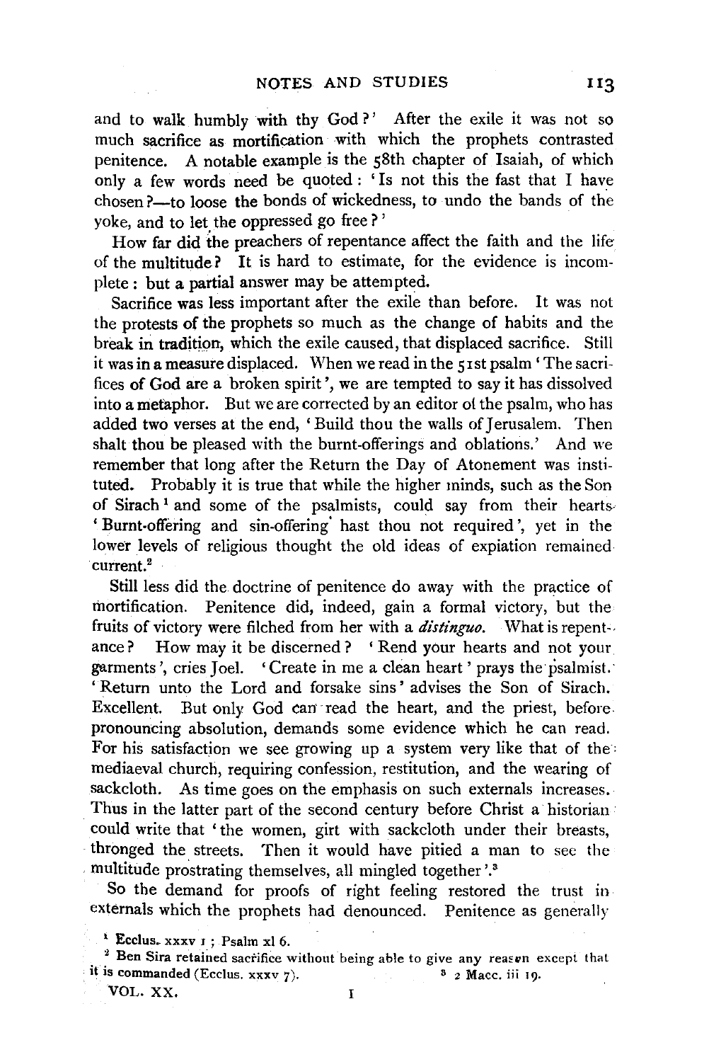and to walk humbly with thy God?' After the exile it was not so much sacrifice as mortification with which the prophets contrasted penitence. A notable example is the 58th chapter of Isaiah, of which only a few words need be quoted: 'Is not this the fast that I have chosen?—to loose the bonds of wickedness, to undo the bands of the yoke, and to let the oppressed go free?'

How far did the preachers of repentance affect the faith and the life of the multitude? It is hard to estimate, for the evidence is incomplete: but a partial answer may be attempted.

Sacrifice was less important after the exile than before. It was not the protests of the prophets so much as the change of habits and the break in tradition, which the exile caused, that displaced sacrifice. Still it was in a measure displaced. When we read in the 51st psalm 'The sacrifices of God are a broken spirit', we are tempted to say it has dissolved into a metaphor. But we are corrected by an editor of the psalm, who has added two verses at the end, 'Build thou the walls of Jerusalem. Then shalt thou be pleased with the burnt-offerings and oblations.' And we remember that long after the Return the Day of Atonement was instituted. Probably it is true that while the higher minds, such as the Son of Sirach[1] and some of the psalmists, could say from their hearts 'Burnt-offering and sin-offering hast thou not required', yet in the lower levels of religious thought the old ideas of expiation remained current.[2]

Still less did the doctrine of penitence do away with the practice of mortification. Penitence did, indeed, gain a formal victory, but the fruits of victory were filched from her with a *distinguo*. What is repentance? How may it be discerned? 'Rend your hearts and not your garments', cries Joel. 'Create in me a clean heart' prays the psalmist. 'Return unto the Lord and forsake sins' advises the Son of Sirach. Excellent. But only God can read the heart, and the priest, before pronouncing absolution, demands some evidence which he can read. For his satisfaction we see growing up a system very like that of the mediaeval church, requiring confession, restitution, and the wearing of sackcloth. As time goes on the emphasis on such externals increases. Thus in the latter part of the second century before Christ a historian could write that 'the women, girt with sackcloth under their breasts, thronged the streets. Then it would have pitied a man to see the multitude prostrating themselves, all mingled together'.[3]

So the demand for proofs of right feeling restored the trust in externals which the prophets had denounced. Penitence as generally

[1] Ecclus. xxxv 1; Psalm xl 6.

[2] Ben Sira retained sacrifice without being able to give any reason except that it is commanded (Ecclus. xxxv 7).

[3] 2 Macc. iii 19.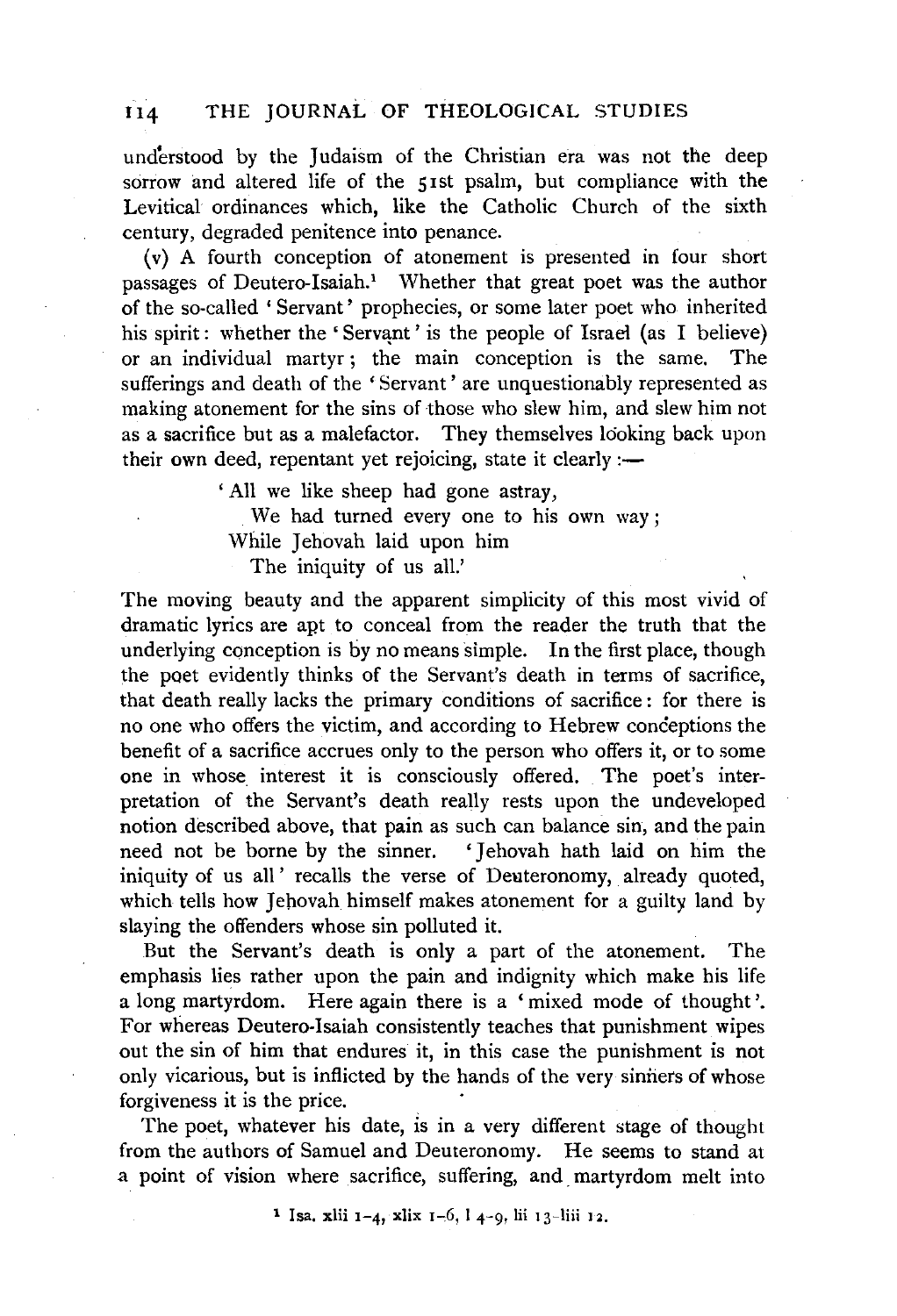understood by the Judaism of the Christian era was not the deep sorrow and altered life of the 51st psalm, but compliance with the Levitical ordinances which, like the Catholic Church of the sixth century, degraded penitence into penance.

(v) A fourth conception of atonement is presented in four short passages of Deutero-Isaiah.[1] Whether that great poet was the author of the so-called 'Servant' prophecies, or some later poet who inherited his spirit: whether the 'Servant' is the people of Israel (as I believe) or an individual martyr; the main conception is the same. The sufferings and death of the 'Servant' are unquestionably represented as making atonement for the sins of those who slew him, and slew him not as a sacrifice but as a malefactor. They themselves looking back upon their own deed, repentant yet rejoicing, state it clearly:—

> 'All we like sheep had gone astray,
> We had turned every one to his own way;
> While Jehovah laid upon him
> The iniquity of us all.'

The moving beauty and the apparent simplicity of this most vivid of dramatic lyrics are apt to conceal from the reader the truth that the underlying conception is by no means simple. In the first place, though the poet evidently thinks of the Servant's death in terms of sacrifice, that death really lacks the primary conditions of sacrifice: for there is no one who offers the victim, and according to Hebrew conceptions the benefit of a sacrifice accrues only to the person who offers it, or to some one in whose interest it is consciously offered. The poet's interpretation of the Servant's death really rests upon the undeveloped notion described above, that pain as such can balance sin, and the pain need not be borne by the sinner. 'Jehovah hath laid on him the iniquity of us all' recalls the verse of Deuteronomy, already quoted, which tells how Jehovah himself makes atonement for a guilty land by slaying the offenders whose sin polluted it.

But the Servant's death is only a part of the atonement. The emphasis lies rather upon the pain and indignity which make his life a long martyrdom. Here again there is a 'mixed mode of thought'. For whereas Deutero-Isaiah consistently teaches that punishment wipes out the sin of him that endures it, in this case the punishment is not only vicarious, but is inflicted by the hands of the very sinners of whose forgiveness it is the price.

The poet, whatever his date, is in a very different stage of thought from the authors of Samuel and Deuteronomy. He seems to stand at a point of vision where sacrifice, suffering, and martyrdom melt into

[1] Isa. xlii 1–4, xlix 1–6, l 4–9, lii 13–liii 12.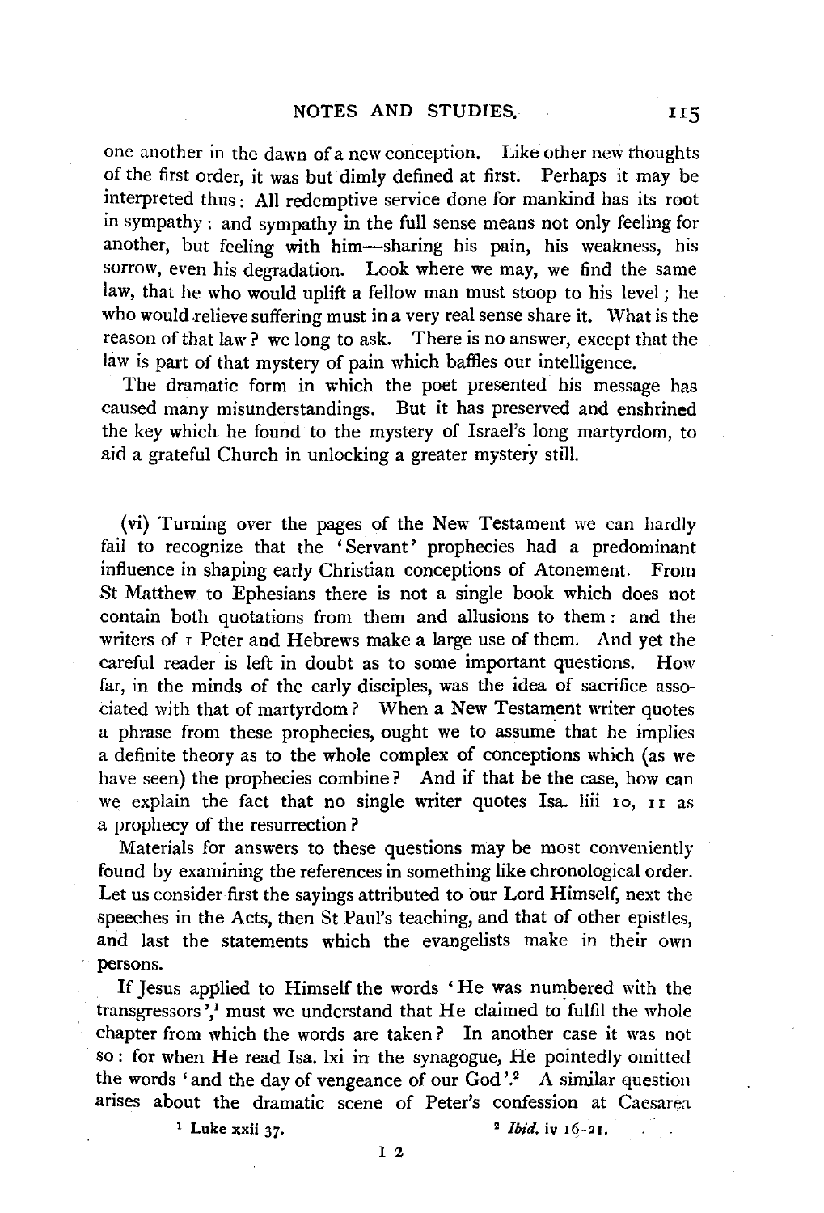one another in the dawn of a new conception. Like other new thoughts of the first order, it was but dimly defined at first. Perhaps it may be interpreted thus: All redemptive service done for mankind has its root in sympathy: and sympathy in the full sense means not only feeling for another, but feeling with him—sharing his pain, his weakness, his sorrow, even his degradation. Look where we may, we find the same law, that he who would uplift a fellow man must stoop to his level; he who would relieve suffering must in a very real sense share it. What is the reason of that law? we long to ask. There is no answer, except that the law is part of that mystery of pain which baffles our intelligence.

The dramatic form in which the poet presented his message has caused many misunderstandings. But it has preserved and enshrined the key which he found to the mystery of Israel's long martyrdom, to aid a grateful Church in unlocking a greater mystery still.

(vi) Turning over the pages of the New Testament we can hardly fail to recognize that the 'Servant' prophecies had a predominant influence in shaping early Christian conceptions of Atonement. From St Matthew to Ephesians there is not a single book which does not contain both quotations from them and allusions to them: and the writers of 1 Peter and Hebrews make a large use of them. And yet the careful reader is left in doubt as to some important questions. How far, in the minds of the early disciples, was the idea of sacrifice associated with that of martyrdom? When a New Testament writer quotes a phrase from these prophecies, ought we to assume that he implies a definite theory as to the whole complex of conceptions which (as we have seen) the prophecies combine? And if that be the case, how can we explain the fact that no single writer quotes Isa. liii 10, 11 as a prophecy of the resurrection?

Materials for answers to these questions may be most conveniently found by examining the references in something like chronological order. Let us consider first the sayings attributed to our Lord Himself, next the speeches in the Acts, then St Paul's teaching, and that of other epistles, and last the statements which the evangelists make in their own persons.

If Jesus applied to Himself the words 'He was numbered with the transgressors',[1] must we understand that He claimed to fulfil the whole chapter from which the words are taken? In another case it was not so: for when He read Isa. lxi in the synagogue, He pointedly omitted the words 'and the day of vengeance of our God'.[2] A similar question arises about the dramatic scene of Peter's confession at Caesarea

[1] Luke xxii 37.

[2] *Ibid.* iv 16–21.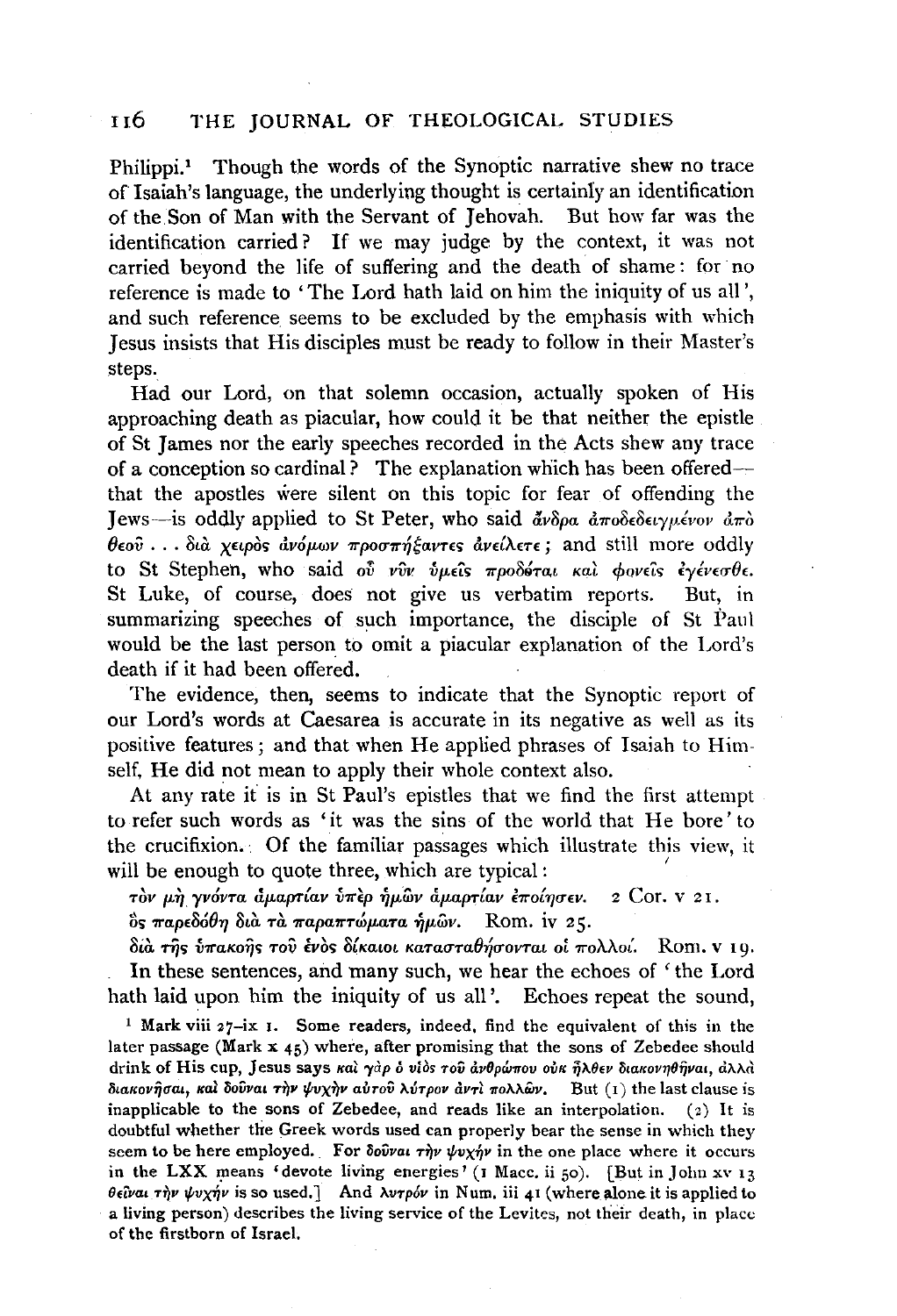Philippi.[1] Though the words of the Synoptic narrative shew no trace of Isaiah's language, the underlying thought is certainly an identification of the Son of Man with the Servant of Jehovah. But how far was the identification carried? If we may judge by the context, it was not carried beyond the life of suffering and the death of shame: for no reference is made to 'The Lord hath laid on him the iniquity of us all', and such reference seems to be excluded by the emphasis with which Jesus insists that His disciples must be ready to follow in their Master's steps.

Had our Lord, on that solemn occasion, actually spoken of His approaching death as piacular, how could it be that neither the epistle of St James nor the early speeches recorded in the Acts shew any trace of a conception so cardinal? The explanation which has been offered—that the apostles were silent on this topic for fear of offending the Jews—is oddly applied to St Peter, who said ἄνδρα ἀποδεδειγμένον ἀπὸ θεοῦ . . . διὰ χειρὸς ἀνόμων προσπήξαντες ἀνείλετε; and still more oddly to St Stephen, who said οὗ νῦν ὑμεῖς προδόται καὶ φονεῖς ἐγένεσθε. St Luke, of course, does not give us verbatim reports. But, in summarizing speeches of such importance, the disciple of St Paul would be the last person to omit a piacular explanation of the Lord's death if it had been offered.

The evidence, then, seems to indicate that the Synoptic report of our Lord's words at Caesarea is accurate in its negative as well as its positive features; and that when He applied phrases of Isaiah to Himself, He did not mean to apply their whole context also.

At any rate it is in St Paul's epistles that we find the first attempt to refer such words as 'it was the sins of the world that He bore' to the crucifixion. Of the familiar passages which illustrate this view, it will be enough to quote three, which are typical:

τὸν μὴ γνόντα ἁμαρτίαν ὑπὲρ ἡμῶν ἁμαρτίαν ἐποίησεν. 2 Cor. v 21.

ὃς παρεδόθη διὰ τὰ παραπτώματα ἡμῶν. Rom. iv 25.

διὰ τῆς ὑπακοῆς τοῦ ἑνὸς δίκαιοι κατασταθήσονται οἱ πολλοί. Rom. v 19.

In these sentences, and many such, we hear the echoes of 'the Lord hath laid upon him the iniquity of us all'. Echoes repeat the sound,

[1] Mark viii 27–ix 1. Some readers, indeed, find the equivalent of this in the later passage (Mark x 45) where, after promising that the sons of Zebedee should drink of His cup, Jesus says καὶ γὰρ ὁ υἱὸς τοῦ ἀνθρώπου οὐκ ἦλθεν διακονηθῆναι, ἀλλὰ διακονῆσαι, καὶ δοῦναι τὴν ψυχὴν αὐτοῦ λύτρον ἀντὶ πολλῶν. But (1) the last clause is inapplicable to the sons of Zebedee, and reads like an interpolation. (2) It is doubtful whether the Greek words used can properly bear the sense in which they seem to be here employed. For δοῦναι τὴν ψυχὴν in the one place where it occurs in the LXX means 'devote living energies' (1 Macc. ii 50). [But in John xv 13 θεῖναι τὴν ψυχὴν is so used.] And λυτρόν in Num. iii 41 (where alone it is applied to a living person) describes the living service of the Levites, not their death, in place of the firstborn of Israel.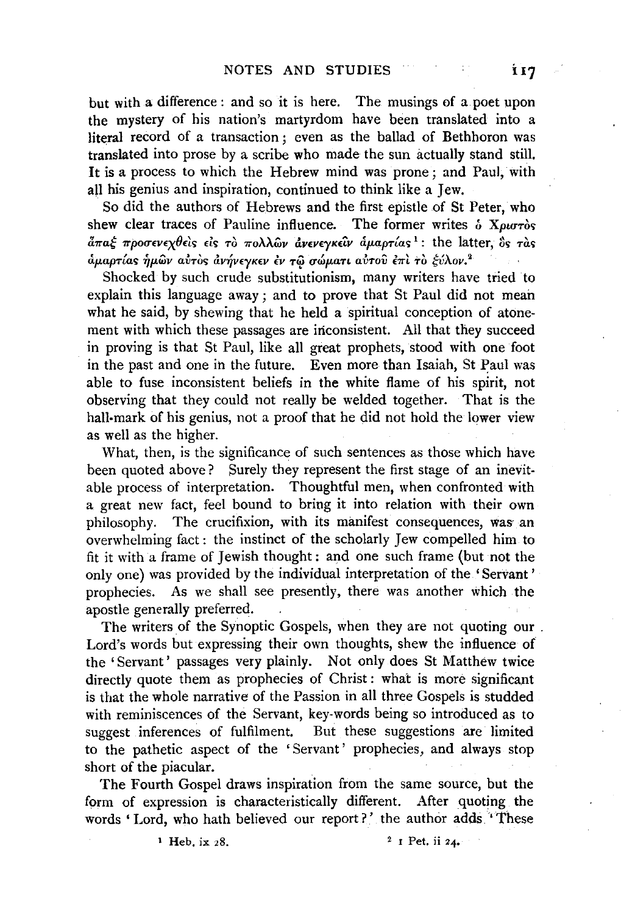but with a difference: and so it is here. The musings of a poet upon the mystery of his nation's martyrdom have been translated into a literal record of a transaction; even as the ballad of Bethhoron was translated into prose by a scribe who made the sun actually stand still. It is a process to which the Hebrew mind was prone; and Paul, with all his genius and inspiration, continued to think like a Jew.

So did the authors of Hebrews and the first epistle of St Peter, who shew clear traces of Pauline influence. The former writes ὁ Χριστὸς ἅπαξ προσενεχθεὶς εἰς τὸ πολλῶν ἀνενεγκεῖν ἁμαρτίας[1]: the latter, ὃς τὰς ἁμαρτίας ἡμῶν αὐτὸς ἀνήνεγκεν ἐν τῷ σώματι αὐτοῦ ἐπὶ τὸ ξύλον.[2]

Shocked by such crude substitutionism, many writers have tried to explain this language away; and to prove that St Paul did not mean what he said, by shewing that he held a spiritual conception of atonement with which these passages are inconsistent. All that they succeed in proving is that St Paul, like all great prophets, stood with one foot in the past and one in the future. Even more than Isaiah, St Paul was able to fuse inconsistent beliefs in the white flame of his spirit, not observing that they could not really be welded together. That is the hall-mark of his genius, not a proof that he did not hold the lower view as well as the higher.

What, then, is the significance of such sentences as those which have been quoted above? Surely they represent the first stage of an inevitable process of interpretation. Thoughtful men, when confronted with a great new fact, feel bound to bring it into relation with their own philosophy. The crucifixion, with its manifest consequences, was an overwhelming fact: the instinct of the scholarly Jew compelled him to fit it with a frame of Jewish thought: and one such frame (but not the only one) was provided by the individual interpretation of the 'Servant' prophecies. As we shall see presently, there was another which the apostle generally preferred.

The writers of the Synoptic Gospels, when they are not quoting our Lord's words but expressing their own thoughts, shew the influence of the 'Servant' passages very plainly. Not only does St Matthew twice directly quote them as prophecies of Christ: what is more significant is that the whole narrative of the Passion in all three Gospels is studded with reminiscences of the Servant, key-words being so introduced as to suggest inferences of fulfilment. But these suggestions are limited to the pathetic aspect of the 'Servant' prophecies, and always stop short of the piacular.

The Fourth Gospel draws inspiration from the same source, but the form of expression is characteristically different. After quoting the words 'Lord, who hath believed our report?' the author adds 'These

[1] Heb. ix 28.

[2] 1 Pet. ii 24.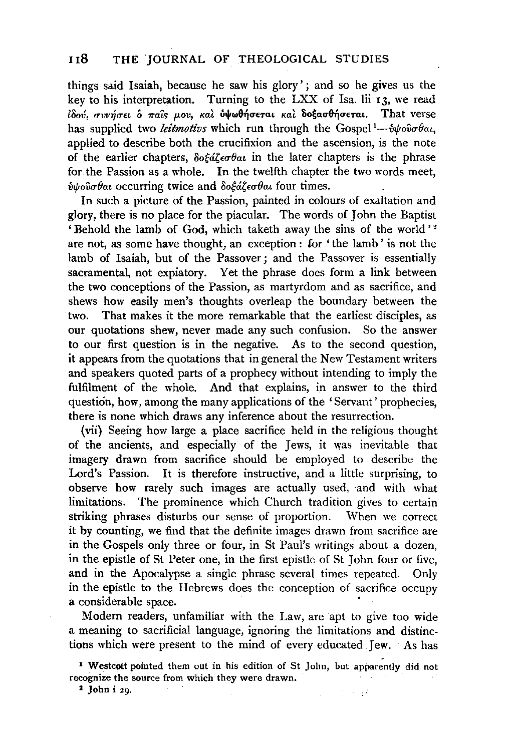things said Isaiah, because he saw his glory'; and so he gives us the key to his interpretation. Turning to the LXX of Isa. lii 13, we read ἰδού, συνήσει ὁ παῖς μου, καὶ ὑψωθήσεται καὶ δοξασθήσεται. That verse has supplied two *leitmotivs* which run through the Gospel[1]—ὑψοῦσθαι, applied to describe both the crucifixion and the ascension, is the note of the earlier chapters, δοξάζεσθαι in the later chapters is the phrase for the Passion as a whole. In the twelfth chapter the two words meet, ὑψοῦσθαι occurring twice and δοξάζεσθαι four times.

In such a picture of the Passion, painted in colours of exaltation and glory, there is no place for the piacular. The words of John the Baptist 'Behold the lamb of God, which taketh away the sins of the world'[2] are not, as some have thought, an exception: for 'the lamb' is not the lamb of Isaiah, but of the Passover; and the Passover is essentially sacramental, not expiatory. Yet the phrase does form a link between the two conceptions of the Passion, as martyrdom and as sacrifice, and shews how easily men's thoughts overleap the boundary between the two. That makes it the more remarkable that the earliest disciples, as our quotations shew, never made any such confusion. So the answer to our first question is in the negative. As to the second question, it appears from the quotations that in general the New Testament writers and speakers quoted parts of a prophecy without intending to imply the fulfilment of the whole. And that explains, in answer to the third question, how, among the many applications of the 'Servant' prophecies, there is none which draws any inference about the resurrection.

(vii) Seeing how large a place sacrifice held in the religious thought of the ancients, and especially of the Jews, it was inevitable that imagery drawn from sacrifice should be employed to describe the Lord's Passion. It is therefore instructive, and a little surprising, to observe how rarely such images are actually used, and with what limitations. The prominence which Church tradition gives to certain striking phrases disturbs our sense of proportion. When we correct it by counting, we find that the definite images drawn from sacrifice are in the Gospels only three or four, in St Paul's writings about a dozen, in the epistle of St Peter one, in the first epistle of St John four or five, and in the Apocalypse a single phrase several times repeated. Only in the epistle to the Hebrews does the conception of sacrifice occupy a considerable space.

Modern readers, unfamiliar with the Law, are apt to give too wide a meaning to sacrificial language, ignoring the limitations and distinctions which were present to the mind of every educated Jew. As has

[1] Westcott pointed them out in his edition of St John, but apparently did not recognize the source from which they were drawn.

[2] John i 29.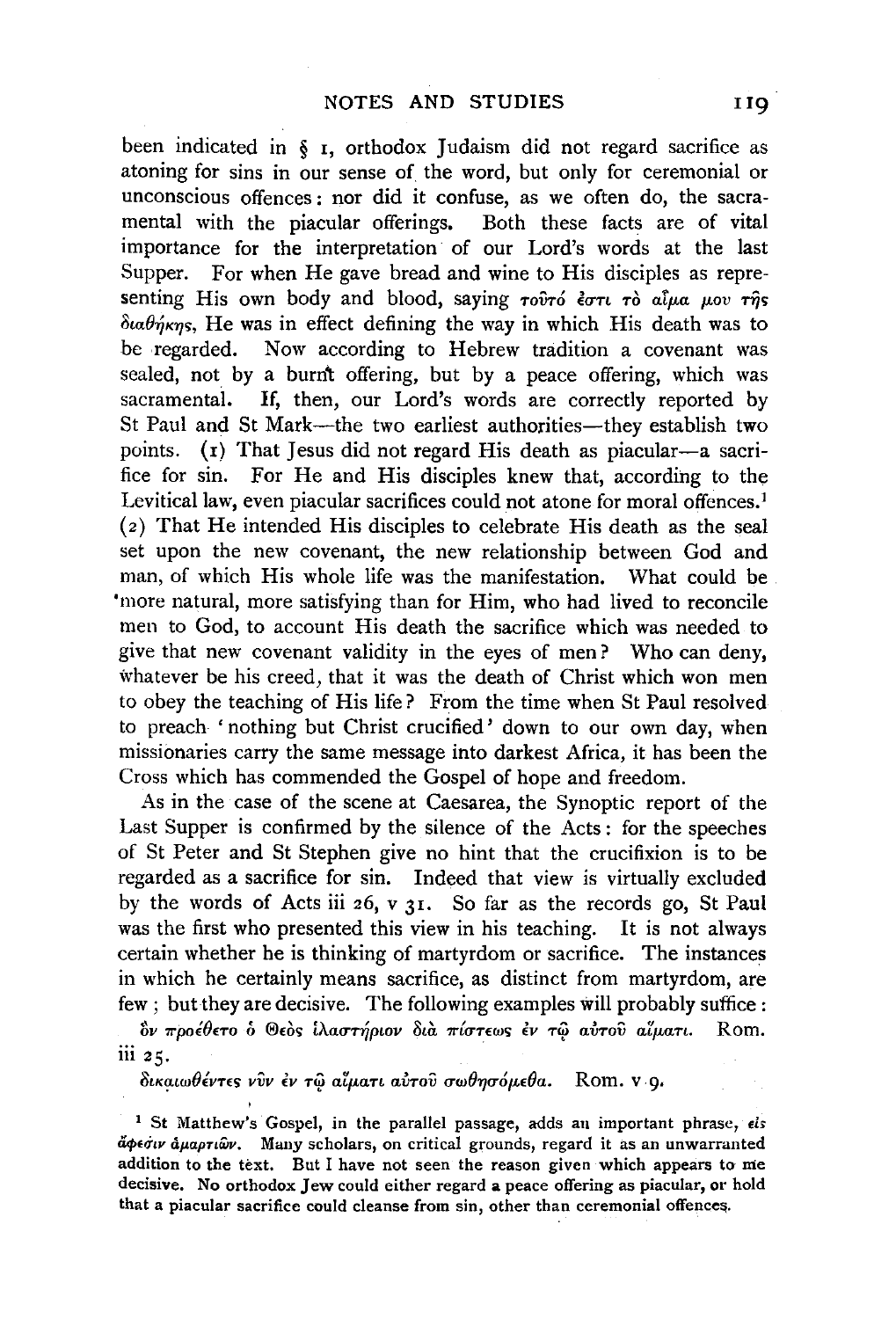been indicated in § 1, orthodox Judaism did not regard sacrifice as atoning for sins in our sense of the word, but only for ceremonial or unconscious offences: nor did it confuse, as we often do, the sacramental with the piacular offerings. Both these facts are of vital importance for the interpretation of our Lord's words at the last Supper. For when He gave bread and wine to His disciples as representing His own body and blood, saying τοῦτό ἐστι τὸ αἷμα μου τῆς διαθήκης, He was in effect defining the way in which His death was to be regarded. Now according to Hebrew tradition a covenant was sealed, not by a burnt offering, but by a peace offering, which was sacramental. If, then, our Lord's words are correctly reported by St Paul and St Mark—the two earliest authorities—they establish two points. (1) That Jesus did not regard His death as piacular—a sacrifice for sin. For He and His disciples knew that, according to the Levitical law, even piacular sacrifices could not atone for moral offences.[1] (2) That He intended His disciples to celebrate His death as the seal set upon the new covenant, the new relationship between God and man, of which His whole life was the manifestation. What could be more natural, more satisfying than for Him, who had lived to reconcile men to God, to account His death the sacrifice which was needed to give that new covenant validity in the eyes of men? Who can deny, whatever be his creed, that it was the death of Christ which won men to obey the teaching of His life? From the time when St Paul resolved to preach 'nothing but Christ crucified' down to our own day, when missionaries carry the same message into darkest Africa, it has been the Cross which has commended the Gospel of hope and freedom.

As in the case of the scene at Caesarea, the Synoptic report of the Last Supper is confirmed by the silence of the Acts: for the speeches of St Peter and St Stephen give no hint that the crucifixion is to be regarded as a sacrifice for sin. Indeed that view is virtually excluded by the words of Acts iii 26, v 31. So far as the records go, St Paul was the first who presented this view in his teaching. It is not always certain whether he is thinking of martyrdom or sacrifice. The instances in which he certainly means sacrifice, as distinct from martyrdom, are few; but they are decisive. The following examples will probably suffice:

ὃν προέθετο ὁ Θεὸς ἱλαστήριον διὰ πίστεως ἐν τῷ αὐτοῦ αἵματι. Rom. iii 25.

δικαιωθέντες νῦν ἐν τῷ αἵματι αὐτοῦ σωθησόμεθα. Rom. v 9.

[1] St Matthew's Gospel, in the parallel passage, adds an important phrase, εἰς ἄφεσιν ἁμαρτιῶν. Many scholars, on critical grounds, regard it as an unwarranted addition to the text. But I have not seen the reason given which appears to me decisive. No orthodox Jew could either regard a peace offering as piacular, or hold that a piacular sacrifice could cleanse from sin, other than ceremonial offences.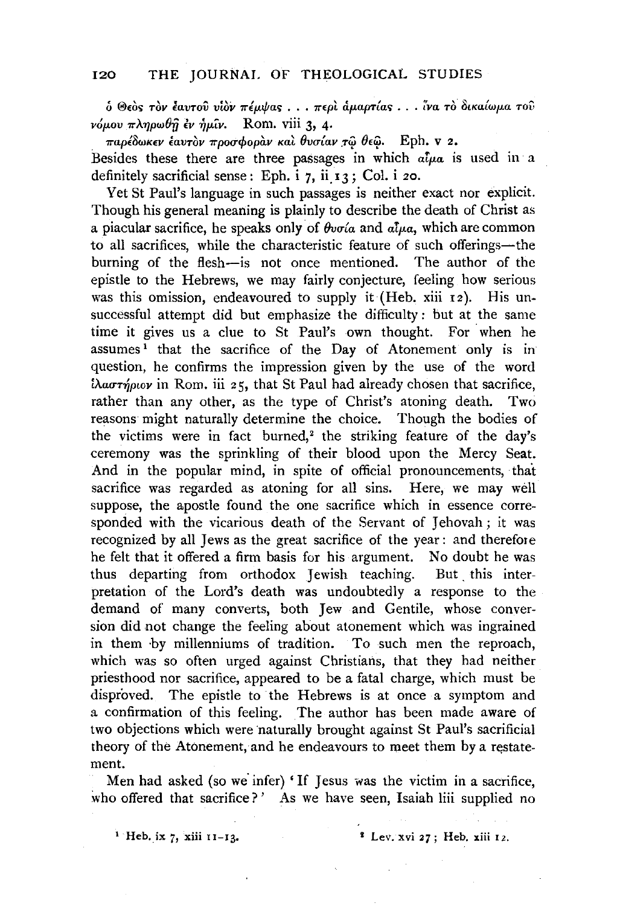ὁ Θεὸς τὸν ἑαυτοῦ υἱὸν πέμψας . . . περὶ ἁμαρτίας . . . ἵνα τὸ δικαίωμα τοῦ νόμου πληρωθῇ ἐν ἡμῖν. Rom. viii 3, 4.

παρέδωκεν ἑαυτὸν προσφορὰν καὶ θυσίαν τῷ θεῷ. Eph. v 2.

Besides these there are three passages in which αἷμα is used in a definitely sacrificial sense: Eph. i 7, ii 13; Col. i 20.

Yet St Paul's language in such passages is neither exact nor explicit. Though his general meaning is plainly to describe the death of Christ as a piacular sacrifice, he speaks only of θυσία and αἷμα, which are common to all sacrifices, while the characteristic feature of such offerings—the burning of the flesh—is not once mentioned. The author of the epistle to the Hebrews, we may fairly conjecture, feeling how serious was this omission, endeavoured to supply it (Heb. xiii 12). His unsuccessful attempt did but emphasize the difficulty: but at the same time it gives us a clue to St Paul's own thought. For when he assumes[1] that the sacrifice of the Day of Atonement only is in question, he confirms the impression given by the use of the word ἱλαστήριον in Rom. iii 25, that St Paul had already chosen that sacrifice, rather than any other, as the type of Christ's atoning death. Two reasons might naturally determine the choice. Though the bodies of the victims were in fact burned,[2] the striking feature of the day's ceremony was the sprinkling of their blood upon the Mercy Seat. And in the popular mind, in spite of official pronouncements, that sacrifice was regarded as atoning for all sins. Here, we may well suppose, the apostle found the one sacrifice which in essence corresponded with the vicarious death of the Servant of Jehovah; it was recognized by all Jews as the great sacrifice of the year: and therefore he felt that it offered a firm basis for his argument. No doubt he was thus departing from orthodox Jewish teaching. But this interpretation of the Lord's death was undoubtedly a response to the demand of many converts, both Jew and Gentile, whose conversion did not change the feeling about atonement which was ingrained in them by millenniums of tradition. To such men the reproach, which was so often urged against Christians, that they had neither priesthood nor sacrifice, appeared to be a fatal charge, which must be disproved. The epistle to the Hebrews is at once a symptom and a confirmation of this feeling. The author has been made aware of two objections which were naturally brought against St Paul's sacrificial theory of the Atonement, and he endeavours to meet them by a restatement.

Men had asked (so we infer) 'If Jesus was the victim in a sacrifice, who offered that sacrifice?' As we have seen, Isaiah liii supplied no

[1] Heb. ix 7, xiii 11–13.

[2] Lev. xvi 27; Heb. xiii 12.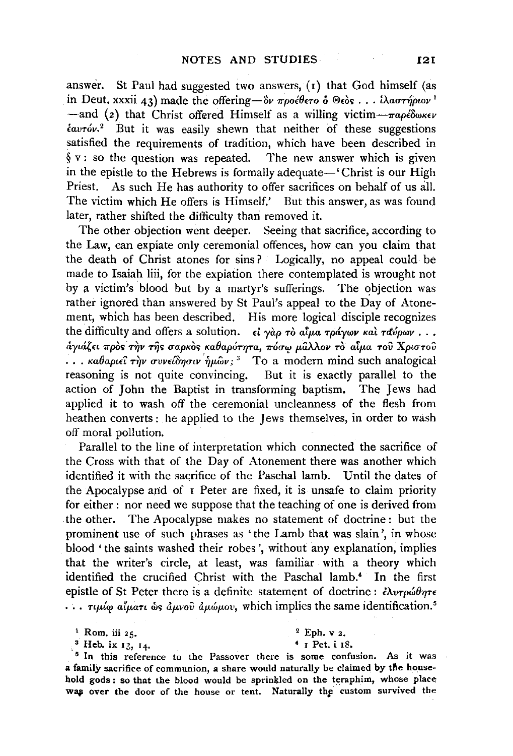answer. St Paul had suggested two answers, (1) that God himself (as in Deut. xxxii 43) made the offering—ὃν προέθετο ὁ Θεὸς . . . ἱλαστήριον [1] —and (2) that Christ offered Himself as a willing victim—παρέδωκεν ἑαυτόν.[2] But it was easily shewn that neither of these suggestions satisfied the requirements of tradition, which have been described in § v: so the question was repeated. The new answer which is given in the epistle to the Hebrews is formally adequate—'Christ is our High Priest. As such He has authority to offer sacrifices on behalf of us all. The victim which He offers is Himself.' But this answer, as was found later, rather shifted the difficulty than removed it.

The other objection went deeper. Seeing that sacrifice, according to the Law, can expiate only ceremonial offences, how can you claim that the death of Christ atones for sins? Logically, no appeal could be made to Isaiah liii, for the expiation there contemplated is wrought not by a victim's blood but by a martyr's sufferings. The objection was rather ignored than answered by St Paul's appeal to the Day of Atonement, which has been described. His more logical disciple recognizes the difficulty and offers a solution. εἰ γὰρ τὸ αἷμα τράγων καὶ ταύρων . . . ἁγιάζει πρὸς τὴν τῆς σαρκὸς καθαρότητα, πόσῳ μᾶλλον τὸ αἷμα τοῦ Χριστοῦ . . . καθαριεῖ τὴν συνείδησιν ἡμῶν;[3] To a modern mind such analogical reasoning is not quite convincing. But it is exactly parallel to the action of John the Baptist in transforming baptism. The Jews had applied it to wash off the ceremonial uncleanness of the flesh from heathen converts: he applied to the Jews themselves, in order to wash off moral pollution.

Parallel to the line of interpretation which connected the sacrifice of the Cross with that of the Day of Atonement there was another which identified it with the sacrifice of the Paschal lamb. Until the dates of the Apocalypse and of 1 Peter are fixed, it is unsafe to claim priority for either: nor need we suppose that the teaching of one is derived from the other. The Apocalypse makes no statement of doctrine: but the prominent use of such phrases as 'the Lamb that was slain', in whose blood 'the saints washed their robes', without any explanation, implies that the writer's circle, at least, was familiar with a theory which identified the crucified Christ with the Paschal lamb.[4] In the first epistle of St Peter there is a definite statement of doctrine: ἐλυτρώθητε . . . τιμίῳ αἵματι ὡς ἀμνοῦ ἀμώμου, which implies the same identification.[5]

[1] Rom. iii 25.

[2] Eph. v 2.

[3] Heb. ix 13, 14.

[4] 1 Pet. i 18.

[5] In this reference to the Passover there is some confusion. As it was a family sacrifice of communion, a share would naturally be claimed by the household gods: so that the blood would be sprinkled on the teraphim, whose place was over the door of the house or tent. Naturally the custom survived the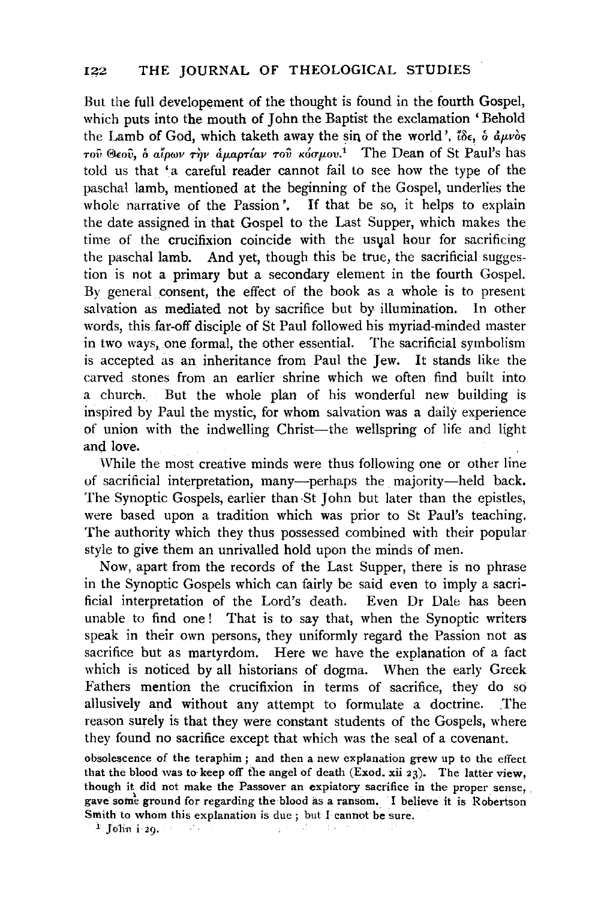But the full developement of the thought is found in the fourth Gospel, which puts into the mouth of John the Baptist the exclamation 'Behold the Lamb of God, which taketh away the sin of the world', ἴδε, ὁ ἀμνὸς τοῦ Θεοῦ, ὁ αἴρων τὴν ἁμαρτίαν τοῦ κόσμου.[1] The Dean of St Paul's has told us that 'a careful reader cannot fail to see how the type of the paschal lamb, mentioned at the beginning of the Gospel, underlies the whole narrative of the Passion'. If that be so, it helps to explain the date assigned in that Gospel to the Last Supper, which makes the time of the crucifixion coincide with the usual hour for sacrificing the paschal lamb. And yet, though this be true, the sacrificial suggestion is not a primary but a secondary element in the fourth Gospel. By general consent, the effect of the book as a whole is to present salvation as mediated not by sacrifice but by illumination. In other words, this far-off disciple of St Paul followed his myriad-minded master in two ways, one formal, the other essential. The sacrificial symbolism is accepted as an inheritance from Paul the Jew. It stands like the carved stones from an earlier shrine which we often find built into a church. But the whole plan of his wonderful new building is inspired by Paul the mystic, for whom salvation was a daily experience of union with the indwelling Christ—the wellspring of life and light and love.

While the most creative minds were thus following one or other line of sacrificial interpretation, many—perhaps the majority—held back. The Synoptic Gospels, earlier than St John but later than the epistles, were based upon a tradition which was prior to St Paul's teaching. The authority which they thus possessed combined with their popular style to give them an unrivalled hold upon the minds of men.

Now, apart from the records of the Last Supper, there is no phrase in the Synoptic Gospels which can fairly be said even to imply a sacrificial interpretation of the Lord's death. Even Dr Dale has been unable to find one! That is to say that, when the Synoptic writers speak in their own persons, they uniformly regard the Passion not as sacrifice but as martyrdom. Here we have the explanation of a fact which is noticed by all historians of dogma. When the early Greek Fathers mention the crucifixion in terms of sacrifice, they do so allusively and without any attempt to formulate a doctrine. The reason surely is that they were constant students of the Gospels, where they found no sacrifice except that which was the seal of a covenant.

obsolescence of the teraphim; and then a new explanation grew up to the effect that the blood was to keep off the angel of death (Exod. xii 23). The latter view, though it did not make the Passover an expiatory sacrifice in the proper sense, gave some ground for regarding the blood as a ransom. I believe it is Robertson Smith to whom this explanation is due; but I cannot be sure.

[1] John i 29.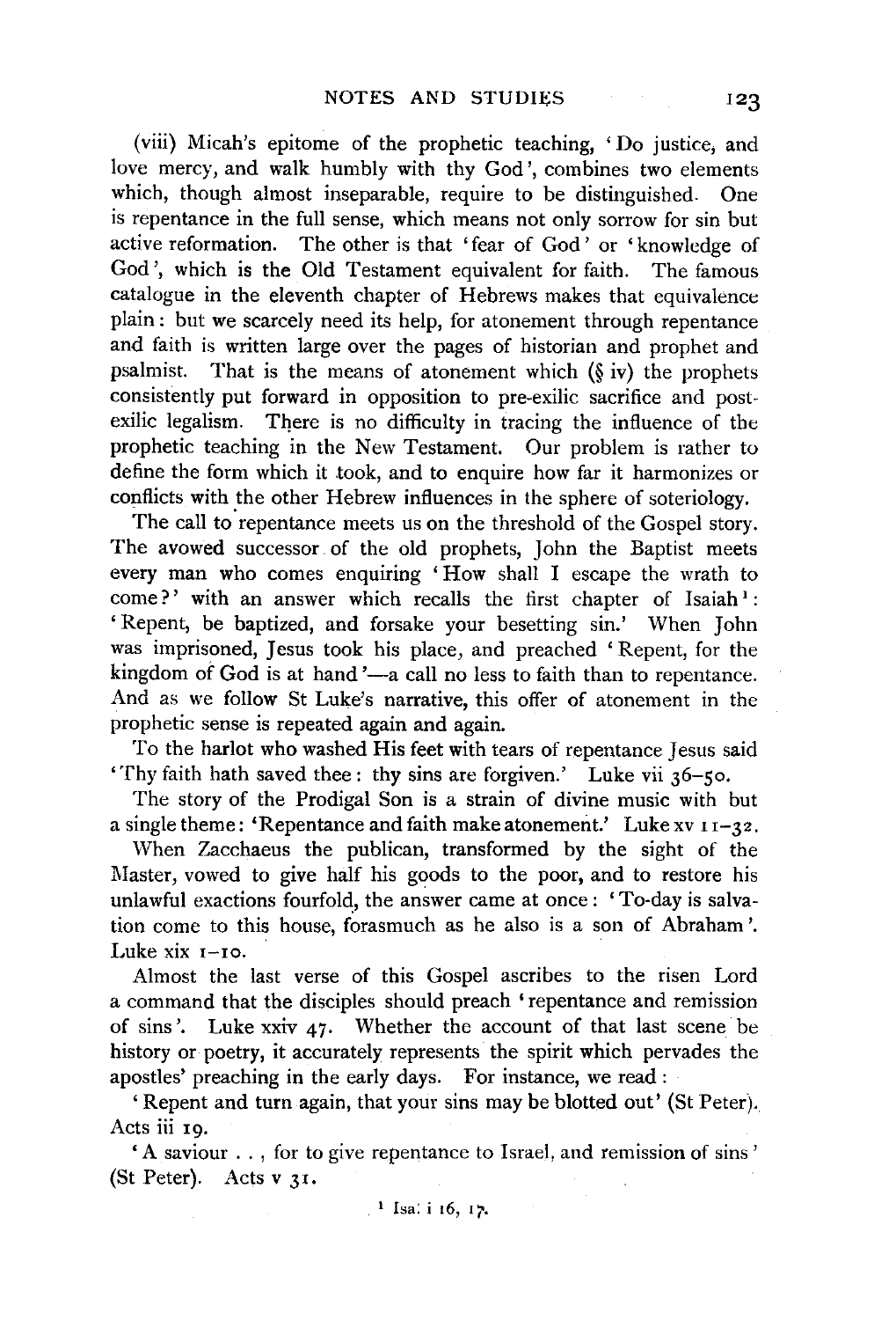(viii) Micah's epitome of the prophetic teaching, 'Do justice, and love mercy, and walk humbly with thy God', combines two elements which, though almost inseparable, require to be distinguished. One is repentance in the full sense, which means not only sorrow for sin but active reformation. The other is that 'fear of God' or 'knowledge of God', which is the Old Testament equivalent for faith. The famous catalogue in the eleventh chapter of Hebrews makes that equivalence plain: but we scarcely need its help, for atonement through repentance and faith is written large over the pages of historian and prophet and psalmist. That is the means of atonement which (§ iv) the prophets consistently put forward in opposition to pre-exilic sacrifice and post-exilic legalism. There is no difficulty in tracing the influence of the prophetic teaching in the New Testament. Our problem is rather to define the form which it took, and to enquire how far it harmonizes or conflicts with the other Hebrew influences in the sphere of soteriology.

The call to repentance meets us on the threshold of the Gospel story. The avowed successor of the old prophets, John the Baptist meets every man who comes enquiring 'How shall I escape the wrath to come?' with an answer which recalls the first chapter of Isaiah[1]: 'Repent, be baptized, and forsake your besetting sin.' When John was imprisoned, Jesus took his place, and preached 'Repent, for the kingdom of God is at hand'—a call no less to faith than to repentance. And as we follow St Luke's narrative, this offer of atonement in the prophetic sense is repeated again and again.

To the harlot who washed His feet with tears of repentance Jesus said 'Thy faith hath saved thee: thy sins are forgiven.' Luke vii 36–50.

The story of the Prodigal Son is a strain of divine music with but a single theme: 'Repentance and faith make atonement.' Luke xv 11–32.

When Zacchaeus the publican, transformed by the sight of the Master, vowed to give half his goods to the poor, and to restore his unlawful exactions fourfold, the answer came at once: 'To-day is salvation come to this house, forasmuch as he also is a son of Abraham'. Luke xix 1–10.

Almost the last verse of this Gospel ascribes to the risen Lord a command that the disciples should preach 'repentance and remission of sins'. Luke xxiv 47. Whether the account of that last scene be history or poetry, it accurately represents the spirit which pervades the apostles' preaching in the early days. For instance, we read:

'Repent and turn again, that your sins may be blotted out' (St Peter). Acts iii 19.

'A saviour . . , for to give repentance to Israel, and remission of sins' (St Peter). Acts v 31.

[1] Isa. i 16, 17.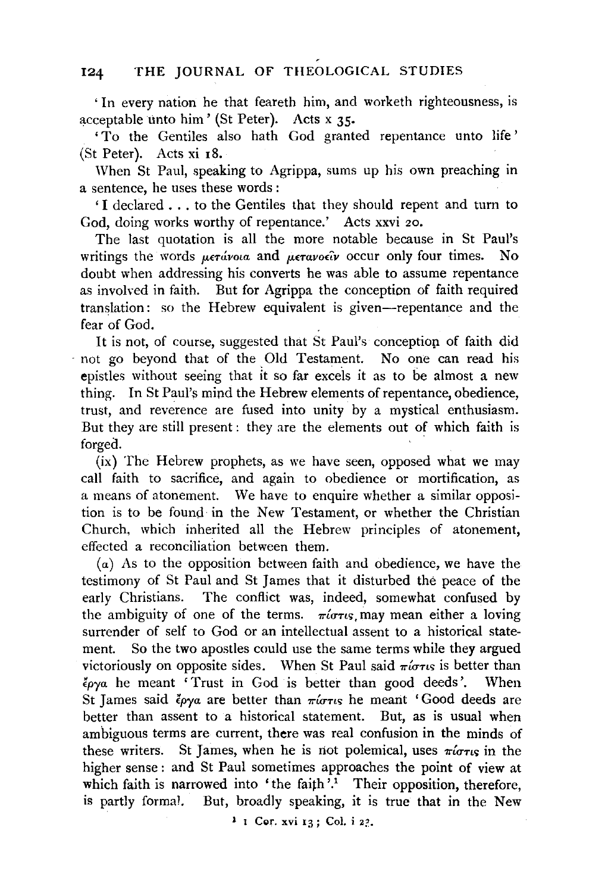'In every nation he that feareth him, and worketh righteousness, is acceptable unto him' (St Peter). Acts x 35.

'To the Gentiles also hath God granted repentance unto life' (St Peter). Acts xi 18.

When St Paul, speaking to Agrippa, sums up his own preaching in a sentence, he uses these words:

'I declared . . . to the Gentiles that they should repent and turn to God, doing works worthy of repentance.' Acts xxvi 20.

The last quotation is all the more notable because in St Paul's writings the words μετάνοια and μετανοεῖν occur only four times. No doubt when addressing his converts he was able to assume repentance as involved in faith. But for Agrippa the conception of faith required translation: so the Hebrew equivalent is given—repentance and the fear of God.

It is not, of course, suggested that St Paul's conception of faith did not go beyond that of the Old Testament. No one can read his epistles without seeing that it so far excels it as to be almost a new thing. In St Paul's mind the Hebrew elements of repentance, obedience, trust, and reverence are fused into unity by a mystical enthusiasm. But they are still present: they are the elements out of which faith is forged.

(ix) The Hebrew prophets, as we have seen, opposed what we may call faith to sacrifice, and again to obedience or mortification, as a means of atonement. We have to enquire whether a similar opposition is to be found in the New Testament, or whether the Christian Church, which inherited all the Hebrew principles of atonement, effected a reconciliation between them.

(*a*) As to the opposition between faith and obedience, we have the testimony of St Paul and St James that it disturbed the peace of the early Christians. The conflict was, indeed, somewhat confused by the ambiguity of one of the terms. πίστις may mean either a loving surrender of self to God or an intellectual assent to a historical statement. So the two apostles could use the same terms while they argued victoriously on opposite sides. When St Paul said πίστις is better than ἔργα he meant 'Trust in God is better than good deeds'. When St James said ἔργα are better than πίστις he meant 'Good deeds are better than assent to a historical statement. But, as is usual when ambiguous terms are current, there was real confusion in the minds of these writers. St James, when he is not polemical, uses πίστις in the higher sense: and St Paul sometimes approaches the point of view at which faith is narrowed into 'the faith'.[1] Their opposition, therefore, is partly formal. But, broadly speaking, it is true that in the New

[1] 1 Cor. xvi 13; Col. i 23.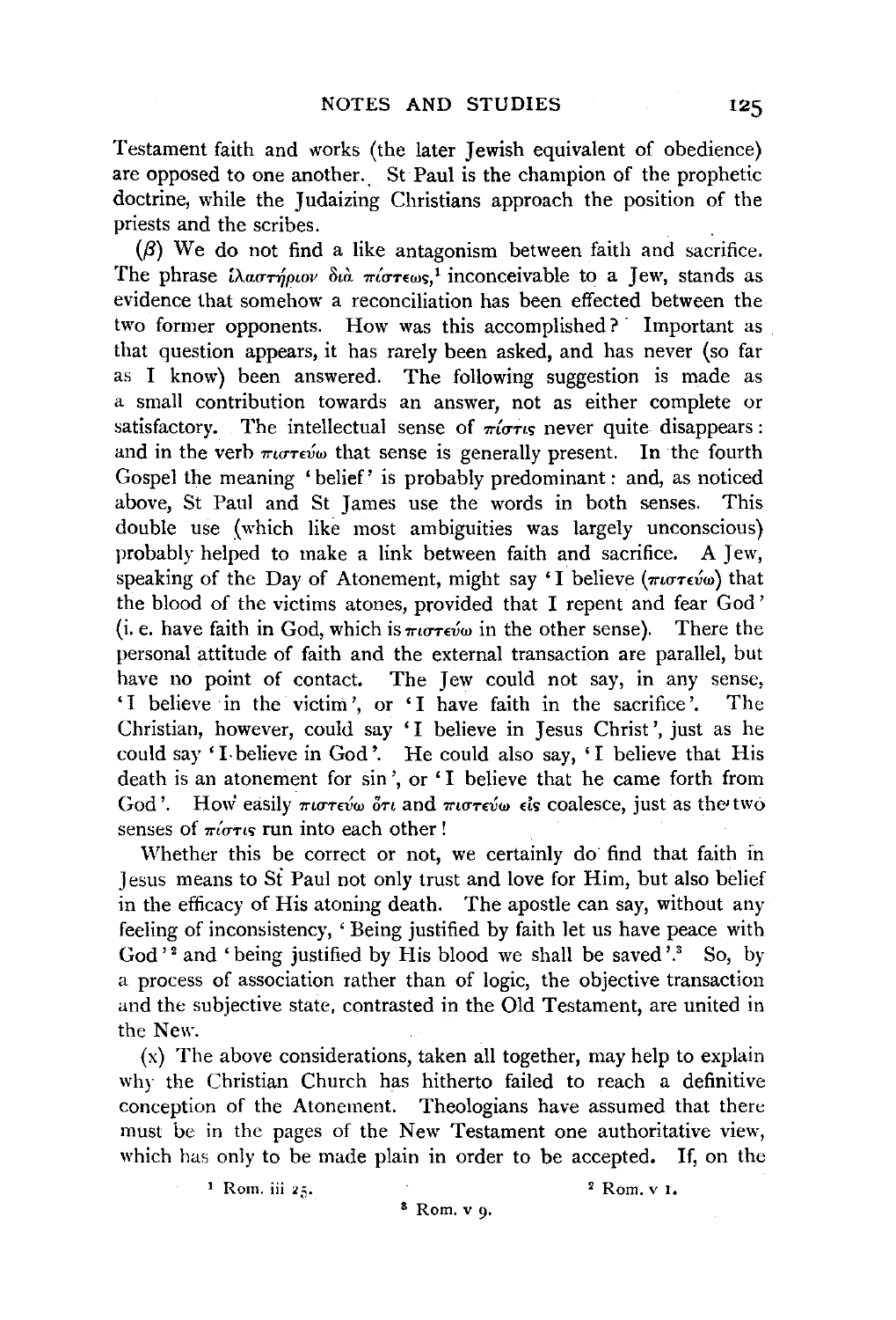Testament faith and works (the later Jewish equivalent of obedience) are opposed to one another. St Paul is the champion of the prophetic doctrine, while the Judaizing Christians approach the position of the priests and the scribes.

(β) We do not find a like antagonism between faith and sacrifice. The phrase ἱλαστήριον διὰ πίστεως,[1] inconceivable to a Jew, stands as evidence that somehow a reconciliation has been effected between the two former opponents. How was this accomplished? Important as that question appears, it has rarely been asked, and has never (so far as I know) been answered. The following suggestion is made as a small contribution towards an answer, not as either complete or satisfactory. The intellectual sense of πίστις never quite disappears: and in the verb πιστεύω that sense is generally present. In the fourth Gospel the meaning 'belief' is probably predominant: and, as noticed above, St Paul and St James use the words in both senses. This double use (which like most ambiguities was largely unconscious) probably helped to make a link between faith and sacrifice. A Jew, speaking of the Day of Atonement, might say 'I believe (πιστεύω) that the blood of the victims atones, provided that I repent and fear God' (i. e. have faith in God, which is πιστεύω in the other sense). There the personal attitude of faith and the external transaction are parallel, but have no point of contact. The Jew could not say, in any sense, 'I believe in the victim', or 'I have faith in the sacrifice'. The Christian, however, could say 'I believe in Jesus Christ', just as he could say 'I believe in God'. He could also say, 'I believe that His death is an atonement for sin', or 'I believe that he came forth from God'. How easily πιστεύω ὅτι and πιστεύω εἰς coalesce, just as the two senses of πίστις run into each other!

Whether this be correct or not, we certainly do find that faith in Jesus means to St Paul not only trust and love for Him, but also belief in the efficacy of His atoning death. The apostle can say, without any feeling of inconsistency, 'Being justified by faith let us have peace with God'[2] and 'being justified by His blood we shall be saved'.[3] So, by a process of association rather than of logic, the objective transaction and the subjective state, contrasted in the Old Testament, are united in the New.

(x) The above considerations, taken all together, may help to explain why the Christian Church has hitherto failed to reach a definitive conception of the Atonement. Theologians have assumed that there must be in the pages of the New Testament one authoritative view, which has only to be made plain in order to be accepted. If, on the

[1] Rom. iii 25.

[2] Rom. v 1.

[3] Rom. v 9.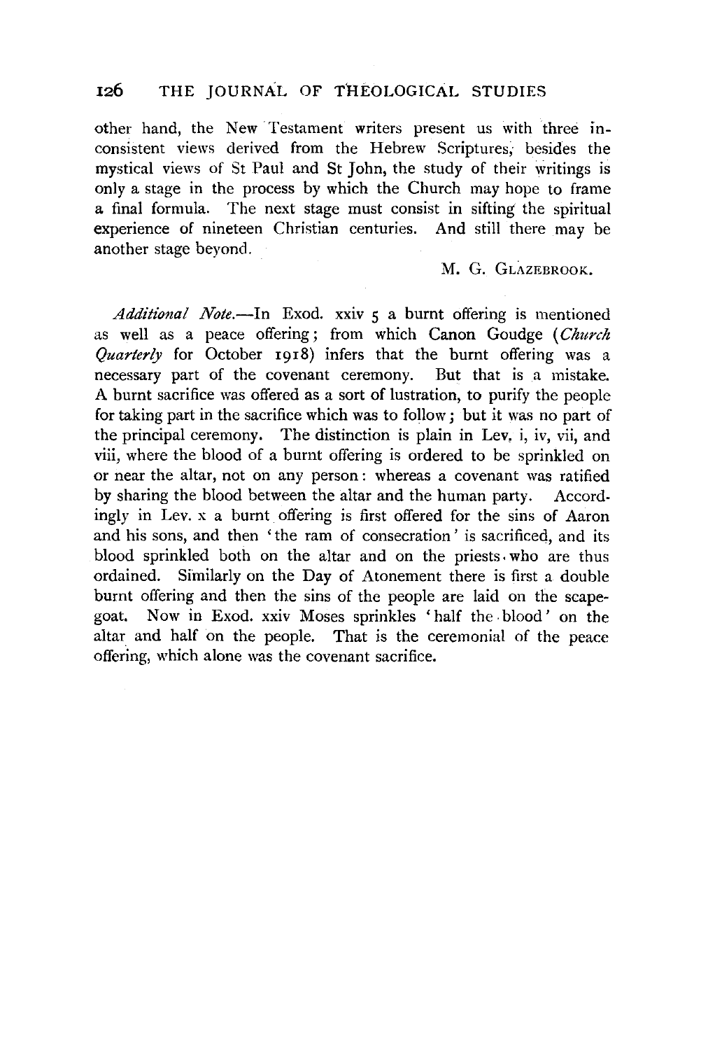other hand, the New Testament writers present us with three inconsistent views derived from the Hebrew Scriptures, besides the mystical views of St Paul and St John, the study of their writings is only a stage in the process by which the Church may hope to frame a final formula. The next stage must consist in sifting the spiritual experience of nineteen Christian centuries. And still there may be another stage beyond.

M. G. GLAZEBROOK.

*Additional Note.*—In Exod. xxiv 5 a burnt offering is mentioned as well as a peace offering; from which Canon Goudge (*Church Quarterly* for October 1918) infers that the burnt offering was a necessary part of the covenant ceremony. But that is a mistake. A burnt sacrifice was offered as a sort of lustration, to purify the people for taking part in the sacrifice which was to follow; but it was no part of the principal ceremony. The distinction is plain in Lev. i, iv, vii, and viii, where the blood of a burnt offering is ordered to be sprinkled on or near the altar, not on any person: whereas a covenant was ratified by sharing the blood between the altar and the human party. Accordingly in Lev. x a burnt offering is first offered for the sins of Aaron and his sons, and then 'the ram of consecration' is sacrificed, and its blood sprinkled both on the altar and on the priests who are thus ordained. Similarly on the Day of Atonement there is first a double burnt offering and then the sins of the people are laid on the scapegoat. Now in Exod. xxiv Moses sprinkles 'half the blood' on the altar and half on the people. That is the ceremonial of the peace offering, which alone was the covenant sacrifice.